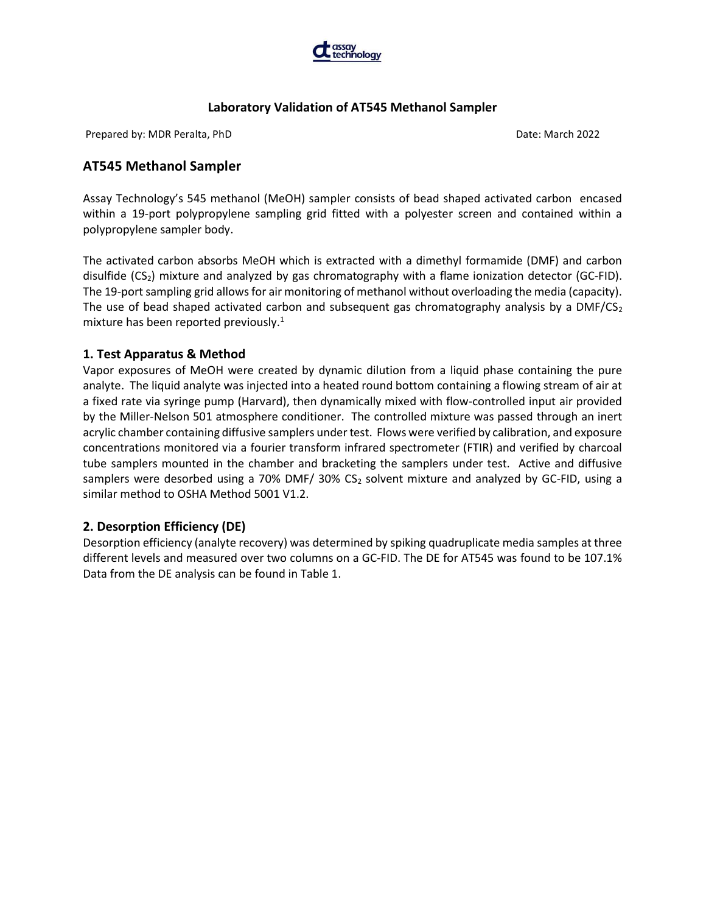# Laboratory Validation of AT545 Methanol Sampler

Prepared by: MDR Peralta, PhD

Date: March 2022

## AT545 Methanol Sampler

Assay Technology's 545 methanol (MeOH) sampler consists of bead shaped activated carbon encased within a 19-port polypropylene sampling grid fitted with a polyester screen and contained within a polypropylene sampler body.

The activated carbon absorbs MeOH which is extracted with a dimethyl formamide (DMF) and carbon disulfide ($CS_2$) mixture and analyzed by gas chromatography with a flame ionization detector (GC-FID). The 19-port sampling grid allows for air monitoring of methanol without overloading the media (capacity). The use of bead shaped activated carbon and subsequent gas chromatography analysis by a DMF/$CS_2$ mixture has been reported previously.[1]

### 1. Test Apparatus & Method

Vapor exposures of MeOH were created by dynamic dilution from a liquid phase containing the pure analyte. The liquid analyte was injected into a heated round bottom containing a flowing stream of air at a fixed rate via syringe pump (Harvard), then dynamically mixed with flow-controlled input air provided by the Miller-Nelson 501 atmosphere conditioner. The controlled mixture was passed through an inert acrylic chamber containing diffusive samplers under test. Flows were verified by calibration, and exposure concentrations monitored via a fourier transform infrared spectrometer (FTIR) and verified by charcoal tube samplers mounted in the chamber and bracketing the samplers under test. Active and diffusive samplers were desorbed using a 70% DMF/ 30% $CS_2$ solvent mixture and analyzed by GC-FID, using a similar method to OSHA Method 5001 V1.2.

### 2. Desorption Efficiency (DE)

Desorption efficiency (analyte recovery) was determined by spiking quadruplicate media samples at three different levels and measured over two columns on a GC-FID. The DE for AT545 was found to be 107.1% Data from the DE analysis can be found in Table 1.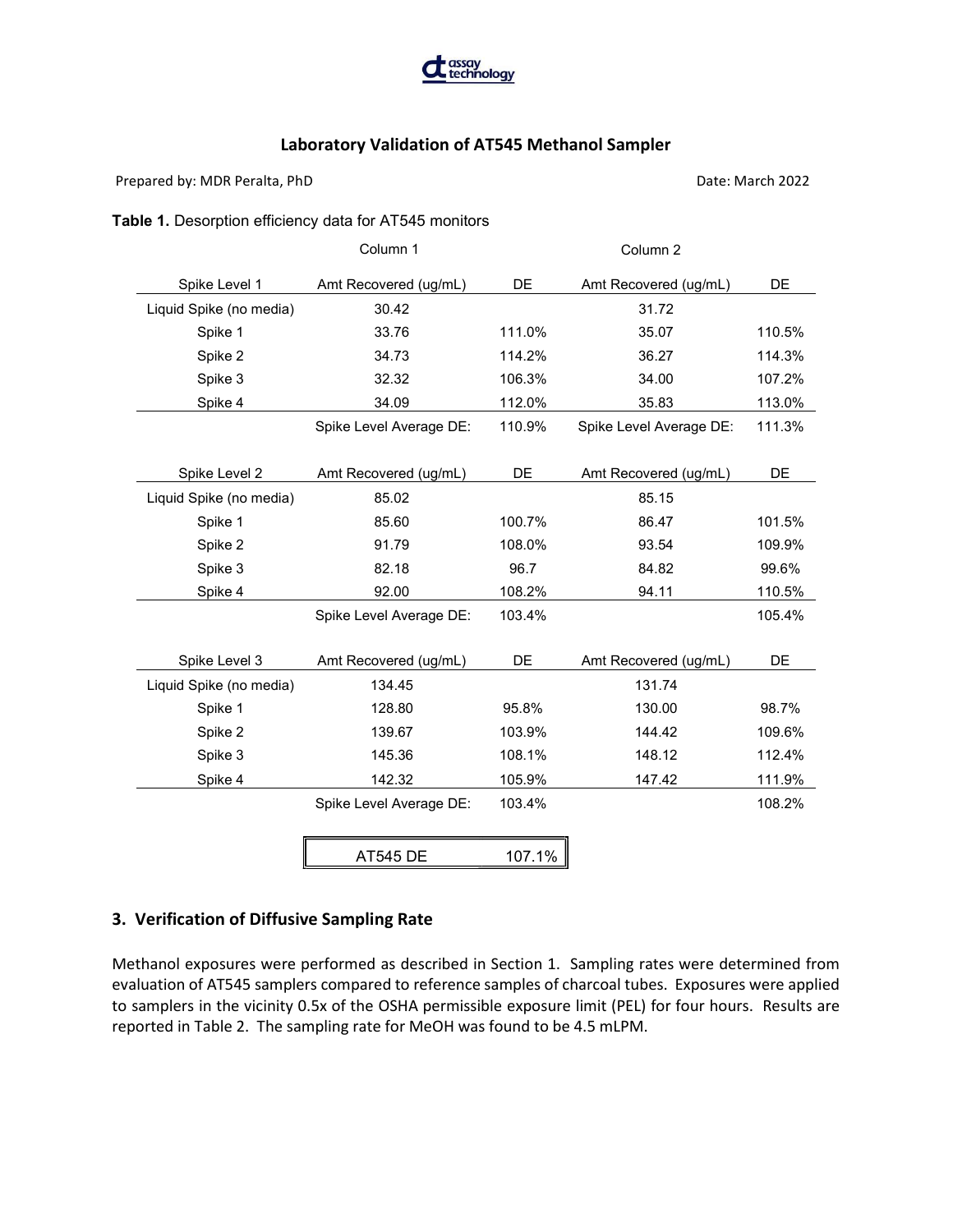## Laboratory Validation of AT545 Methanol Sampler

Prepared by: MDR Peralta, PhD

Date: March 2022

**Table 1.** Desorption efficiency data for AT545 monitors

| | Column 1 | | Column 2 | |
|---|---|---|---|---|
| Spike Level 1 | Amt Recovered (ug/mL) | DE | Amt Recovered (ug/mL) | DE |
| Liquid Spike (no media) | 30.42 | | 31.72 | |
| Spike 1 | 33.76 | 111.0% | 35.07 | 110.5% |
| Spike 2 | 34.73 | 114.2% | 36.27 | 114.3% |
| Spike 3 | 32.32 | 106.3% | 34.00 | 107.2% |
| Spike 4 | 34.09 | 112.0% | 35.83 | 113.0% |
| | Spike Level Average DE: | 110.9% | Spike Level Average DE: | 111.3% |
| Spike Level 2 | Amt Recovered (ug/mL) | DE | Amt Recovered (ug/mL) | DE |
| Liquid Spike (no media) | 85.02 | | 85.15 | |
| Spike 1 | 85.60 | 100.7% | 86.47 | 101.5% |
| Spike 2 | 91.79 | 108.0% | 93.54 | 109.9% |
| Spike 3 | 82.18 | 96.7 | 84.82 | 99.6% |
| Spike 4 | 92.00 | 108.2% | 94.11 | 110.5% |
| | Spike Level Average DE: | 103.4% | | 105.4% |
| Spike Level 3 | Amt Recovered (ug/mL) | DE | Amt Recovered (ug/mL) | DE |
| Liquid Spike (no media) | 134.45 | | 131.74 | |
| Spike 1 | 128.80 | 95.8% | 130.00 | 98.7% |
| Spike 2 | 139.67 | 103.9% | 144.42 | 109.6% |
| Spike 3 | 145.36 | 108.1% | 148.12 | 112.4% |
| Spike 4 | 142.32 | 105.9% | 147.42 | 111.9% |
| | Spike Level Average DE: | 103.4% | | 108.2% |

| AT545 DE | 107.1% |
|---|---|

### 3. Verification of Diffusive Sampling Rate

Methanol exposures were performed as described in Section 1. Sampling rates were determined from evaluation of AT545 samplers compared to reference samples of charcoal tubes. Exposures were applied to samplers in the vicinity 0.5x of the OSHA permissible exposure limit (PEL) for four hours. Results are reported in Table 2. The sampling rate for MeOH was found to be 4.5 mLPM.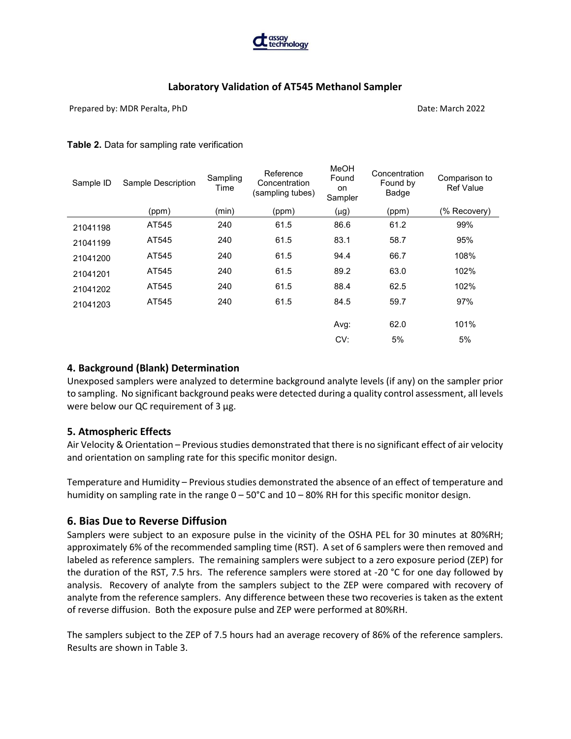### Laboratory Validation of AT545 Methanol Sampler

Prepared by: MDR Peralta, PhD

Date: March 2022

**Table 2.** Data for sampling rate verification

| Sample ID | Sample Description (ppm) | Sampling Time (min) | Reference Concentration (sampling tubes) (ppm) | MeOH Found on Sampler (μg) | Concentration Found by Badge (ppm) | Comparison to Ref Value (% Recovery) |
|---|---|---|---|---|---|---|
| 21041198 | AT545 | 240 | 61.5 | 86.6 | 61.2 | 99% |
| 21041199 | AT545 | 240 | 61.5 | 83.1 | 58.7 | 95% |
| 21041200 | AT545 | 240 | 61.5 | 94.4 | 66.7 | 108% |
| 21041201 | AT545 | 240 | 61.5 | 89.2 | 63.0 | 102% |
| 21041202 | AT545 | 240 | 61.5 | 88.4 | 62.5 | 102% |
| 21041203 | AT545 | 240 | 61.5 | 84.5 | 59.7 | 97% |
| | | | | Avg: | 62.0 | 101% |
| | | | | CV: | 5% | 5% |

## 4. Background (Blank) Determination

Unexposed samplers were analyzed to determine background analyte levels (if any) on the sampler prior to sampling. No significant background peaks were detected during a quality control assessment, all levels were below our QC requirement of 3 μg.

## 5. Atmospheric Effects

Air Velocity & Orientation – Previous studies demonstrated that there is no significant effect of air velocity and orientation on sampling rate for this specific monitor design.

Temperature and Humidity – Previous studies demonstrated the absence of an effect of temperature and humidity on sampling rate in the range 0 – 50°C and 10 – 80% RH for this specific monitor design.

## 6. Bias Due to Reverse Diffusion

Samplers were subject to an exposure pulse in the vicinity of the OSHA PEL for 30 minutes at 80%RH; approximately 6% of the recommended sampling time (RST). A set of 6 samplers were then removed and labeled as reference samplers. The remaining samplers were subject to a zero exposure period (ZEP) for the duration of the RST, 7.5 hrs. The reference samplers were stored at -20 °C for one day followed by analysis. Recovery of analyte from the samplers subject to the ZEP were compared with recovery of analyte from the reference samplers. Any difference between these two recoveries is taken as the extent of reverse diffusion. Both the exposure pulse and ZEP were performed at 80%RH.

The samplers subject to the ZEP of 7.5 hours had an average recovery of 86% of the reference samplers. Results are shown in Table 3.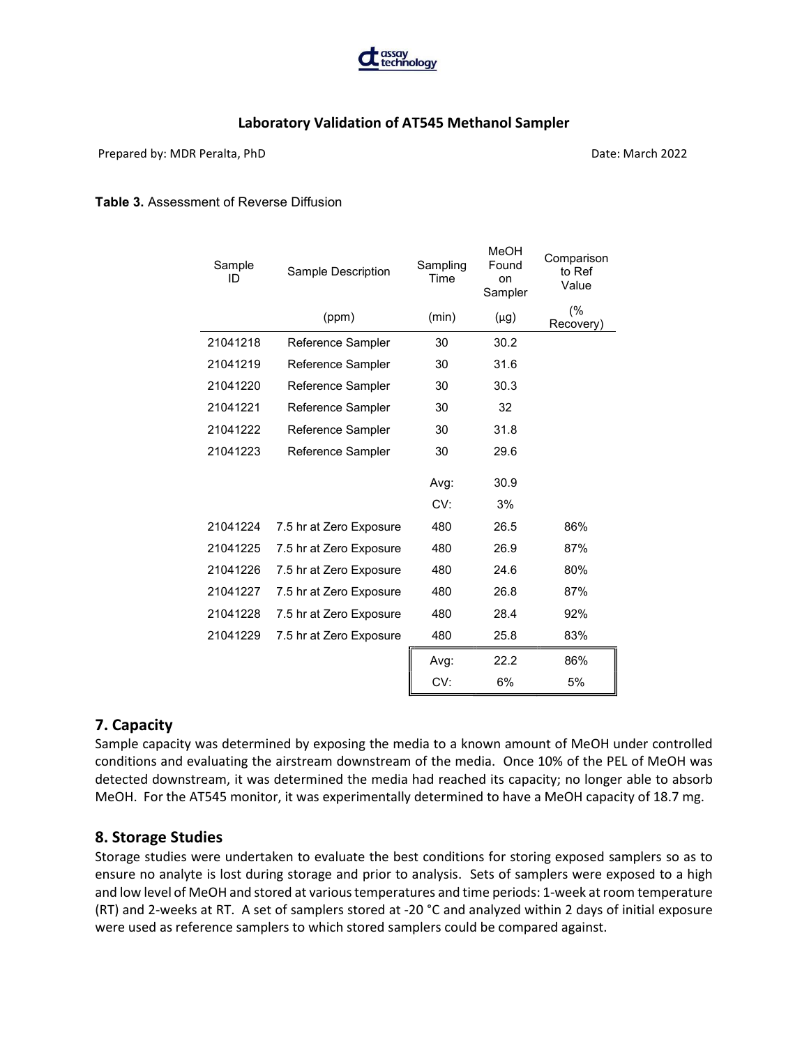### Laboratory Validation of AT545 Methanol Sampler

Prepared by: MDR Peralta, PhD

Date: March 2022

**Table 3.** Assessment of Reverse Diffusion

| Sample ID | Sample Description | Sampling Time | MeOH Found on Sampler | Comparison to Ref Value |
|---|---|---|---|---|
| | (ppm) | (min) | (µg) | (% Recovery) |
| 21041218 | Reference Sampler | 30 | 30.2 | |
| 21041219 | Reference Sampler | 30 | 31.6 | |
| 21041220 | Reference Sampler | 30 | 30.3 | |
| 21041221 | Reference Sampler | 30 | 32 | |
| 21041222 | Reference Sampler | 30 | 31.8 | |
| 21041223 | Reference Sampler | 30 | 29.6 | |
| | | Avg: | 30.9 | |
| | | CV: | 3% | |
| 21041224 | 7.5 hr at Zero Exposure | 480 | 26.5 | 86% |
| 21041225 | 7.5 hr at Zero Exposure | 480 | 26.9 | 87% |
| 21041226 | 7.5 hr at Zero Exposure | 480 | 24.6 | 80% |
| 21041227 | 7.5 hr at Zero Exposure | 480 | 26.8 | 87% |
| 21041228 | 7.5 hr at Zero Exposure | 480 | 28.4 | 92% |
| 21041229 | 7.5 hr at Zero Exposure | 480 | 25.8 | 83% |
| | | Avg: | 22.2 | 86% |
| | | CV: | 6% | 5% |

## 7. Capacity

Sample capacity was determined by exposing the media to a known amount of MeOH under controlled conditions and evaluating the airstream downstream of the media. Once 10% of the PEL of MeOH was detected downstream, it was determined the media had reached its capacity; no longer able to absorb MeOH. For the AT545 monitor, it was experimentally determined to have a MeOH capacity of 18.7 mg.

## 8. Storage Studies

Storage studies were undertaken to evaluate the best conditions for storing exposed samplers so as to ensure no analyte is lost during storage and prior to analysis. Sets of samplers were exposed to a high and low level of MeOH and stored at various temperatures and time periods: 1-week at room temperature (RT) and 2-weeks at RT. A set of samplers stored at -20 °C and analyzed within 2 days of initial exposure were used as reference samplers to which stored samplers could be compared against.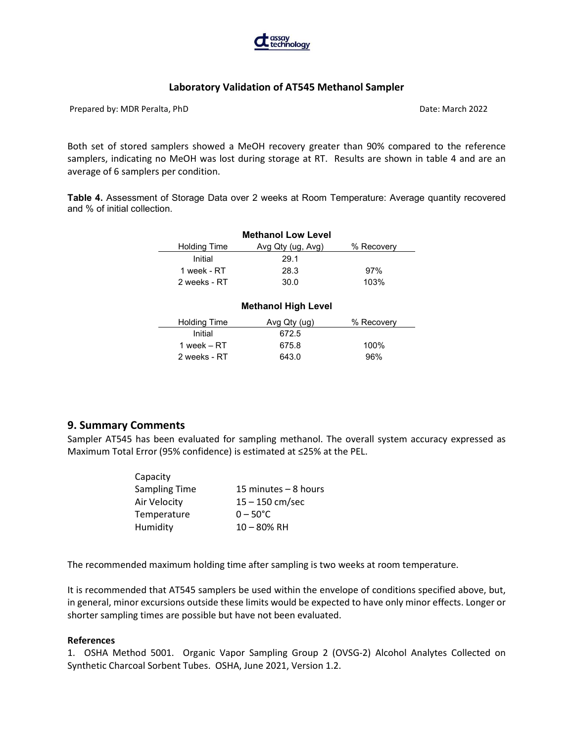Both set of stored samplers showed a MeOH recovery greater than 90% compared to the reference samplers, indicating no MeOH was lost during storage at RT. Results are shown in table 4 and are an average of 6 samplers per condition.

**Table 4.** Assessment of Storage Data over 2 weeks at Room Temperature: Average quantity recovered and % of initial collection.

**Methanol Low Level**

| Holding Time | Avg Qty (ug, Avg) | % Recovery |
|---|---|---|
| Initial | 29.1 | |
| 1 week - RT | 28.3 | 97% |
| 2 weeks - RT | 30.0 | 103% |

**Methanol High Level**

| Holding Time | Avg Qty (ug) | % Recovery |
|---|---|---|
| Initial | 672.5 | |
| 1 week – RT | 675.8 | 100% |
| 2 weeks - RT | 643.0 | 96% |

## 9. Summary Comments

Sampler AT545 has been evaluated for sampling methanol. The overall system accuracy expressed as Maximum Total Error (95% confidence) is estimated at ≤25% at the PEL.

| | |
|---|---|
| Capacity | |
| Sampling Time | 15 minutes – 8 hours |
| Air Velocity | 15 – 150 cm/sec |
| Temperature | 0 – 50°C |
| Humidity | 10 – 80% RH |

The recommended maximum holding time after sampling is two weeks at room temperature.

It is recommended that AT545 samplers be used within the envelope of conditions specified above, but, in general, minor excursions outside these limits would be expected to have only minor effects. Longer or shorter sampling times are possible but have not been evaluated.

**References**

1. OSHA Method 5001. Organic Vapor Sampling Group 2 (OVSG-2) Alcohol Analytes Collected on Synthetic Charcoal Sorbent Tubes. OSHA, June 2021, Version 1.2.